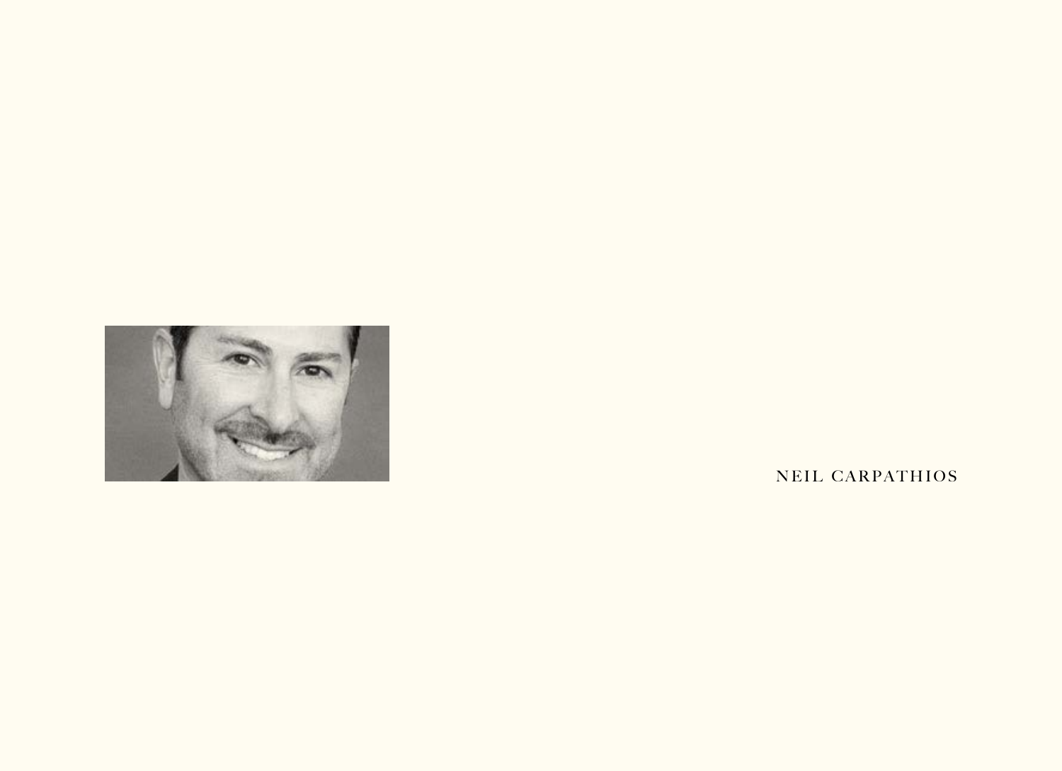NEIL CARPATHIOS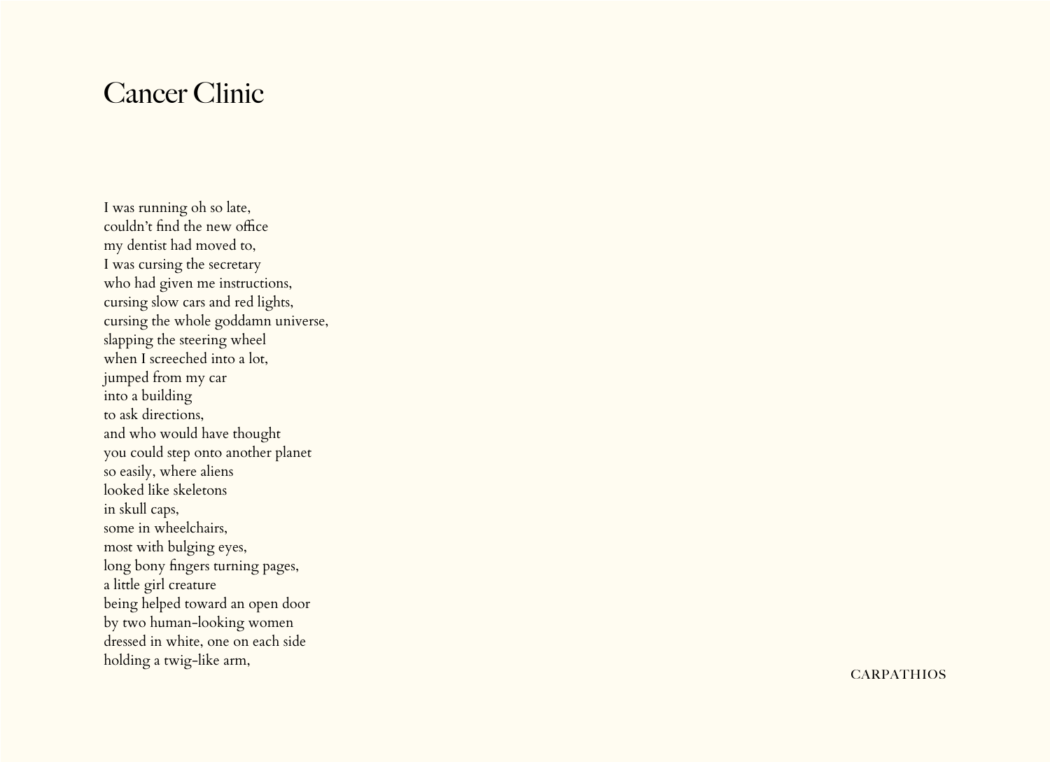# Cancer Clinic

I was running oh so late,  
couldn't find the new office  
my dentist had moved to,  
I was cursing the secretary  
who had given me instructions,  
cursing slow cars and red lights,  
cursing the whole goddamn universe,  
slapping the steering wheel  
when I screeched into a lot,  
jumped from my car  
into a building  
to ask directions,  
and who would have thought  
you could step onto another planet  
so easily, where aliens  
looked like skeletons  
in skull caps,  
some in wheelchairs,  
most with bulging eyes,  
long bony fingers turning pages,  
a little girl creature  
being helped toward an open door  
by two human-looking women  
dressed in white, one on each side  
holding a twig-like arm,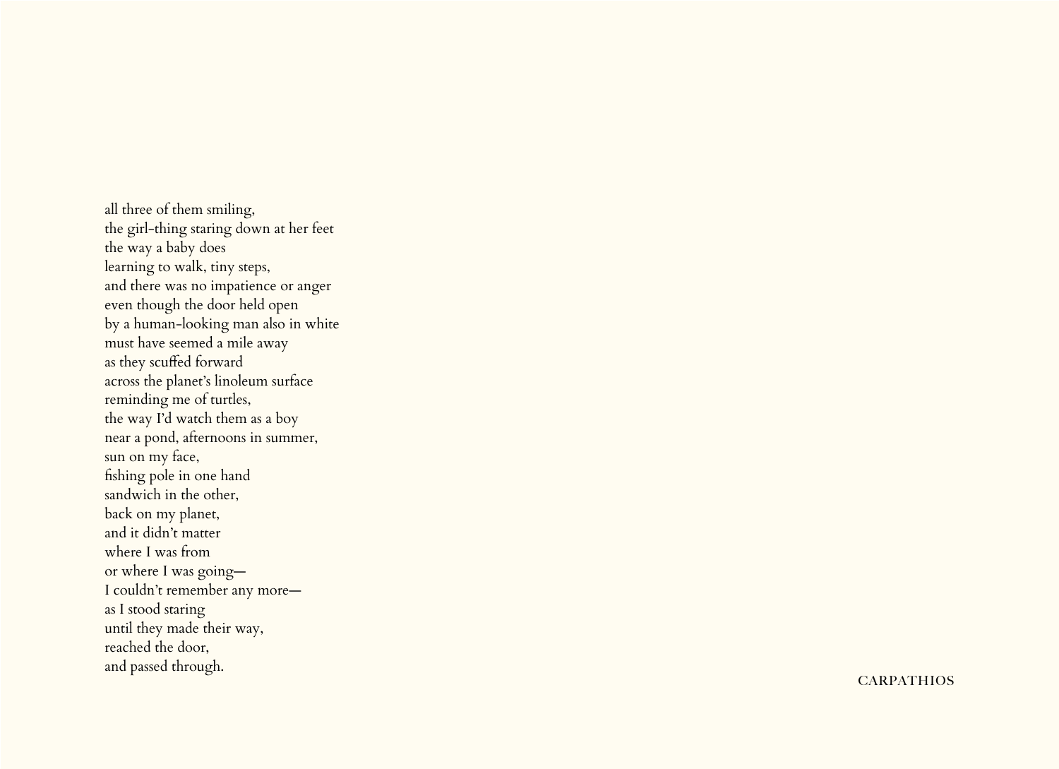all three of them smiling,
the girl-thing staring down at her feet
the way a baby does
learning to walk, tiny steps,
and there was no impatience or anger
even though the door held open
by a human-looking man also in white
must have seemed a mile away
as they scuffed forward
across the planet's linoleum surface
reminding me of turtles,
the way I'd watch them as a boy
near a pond, afternoons in summer,
sun on my face,
fishing pole in one hand
sandwich in the other,
back on my planet,
and it didn't matter
where I was from
or where I was going—
I couldn't remember any more—
as I stood staring
until they made their way,
reached the door,
and passed through.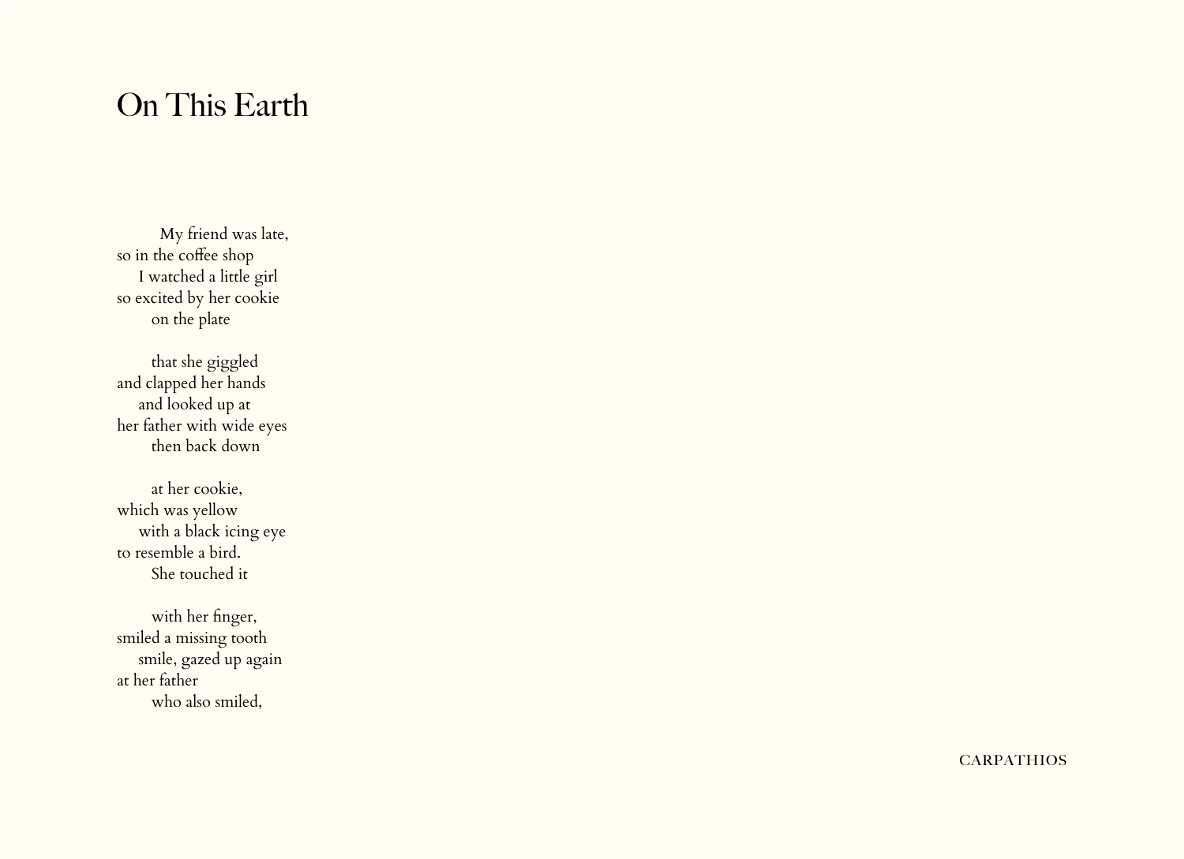# On This Earth

My friend was late,
so in the coffee shop
I watched a little girl
so excited by her cookie
on the plate

that she giggled
and clapped her hands
and looked up at
her father with wide eyes
then back down

at her cookie,
which was yellow
with a black icing eye
to resemble a bird.
She touched it

with her finger,
smiled a missing tooth
smile, gazed up again
at her father
who also smiled,

CARPATHIOS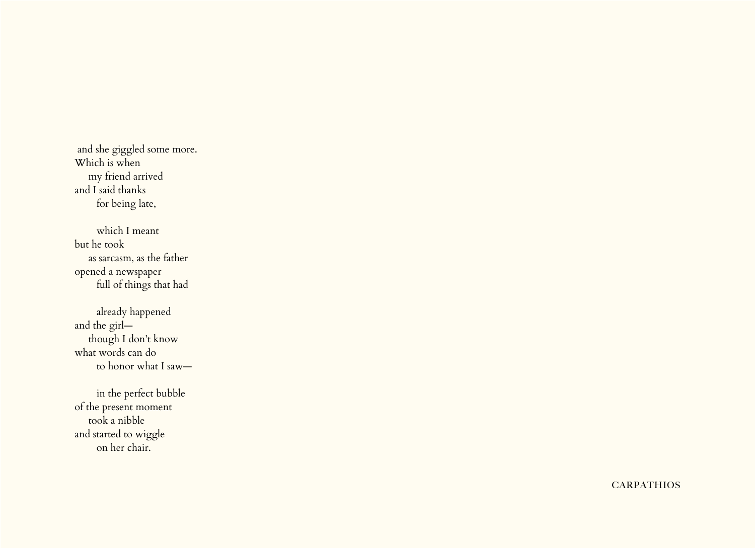and she giggled some more.
Which is when
    my friend arrived
and I said thanks
        for being late,

        which I meant
but he took
    as sarcasm, as the father
opened a newspaper
        full of things that had

        already happened
and the girl—
    though I don't know
what words can do
        to honor what I saw—

        in the perfect bubble
of the present moment
    took a nibble
and started to wiggle
        on her chair.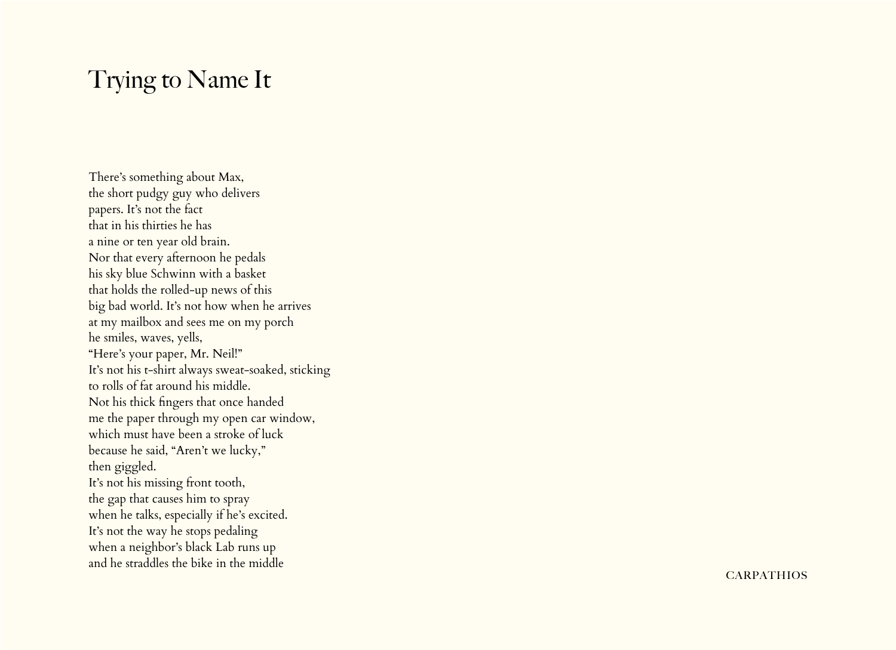# Trying to Name It

There's something about Max,  
the short pudgy guy who delivers  
papers. It's not the fact  
that in his thirties he has  
a nine or ten year old brain.  
Nor that every afternoon he pedals  
his sky blue Schwinn with a basket  
that holds the rolled-up news of this  
big bad world. It's not how when he arrives  
at my mailbox and sees me on my porch  
he smiles, waves, yells,  
"Here's your paper, Mr. Neil!"  
It's not his t-shirt always sweat-soaked, sticking  
to rolls of fat around his middle.  
Not his thick fingers that once handed  
me the paper through my open car window,  
which must have been a stroke of luck  
because he said, "Aren't we lucky,"  
then giggled.  
It's not his missing front tooth,  
the gap that causes him to spray  
when he talks, especially if he's excited.  
It's not the way he stops pedaling  
when a neighbor's black Lab runs up  
and he straddles the bike in the middle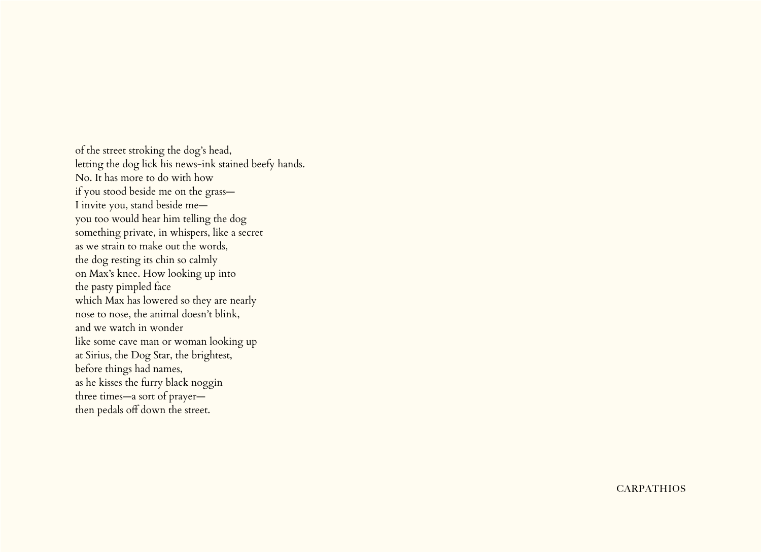of the street stroking the dog's head,  
letting the dog lick his news-ink stained beefy hands.  
No. It has more to do with how  
if you stood beside me on the grass—  
I invite you, stand beside me—  
you too would hear him telling the dog  
something private, in whispers, like a secret  
as we strain to make out the words,  
the dog resting its chin so calmly  
on Max's knee. How looking up into  
the pasty pimpled face  
which Max has lowered so they are nearly  
nose to nose, the animal doesn't blink,  
and we watch in wonder  
like some cave man or woman looking up  
at Sirius, the Dog Star, the brightest,  
before things had names,  
as he kisses the furry black noggin  
three times—a sort of prayer—  
then pedals off down the street.

CARPATHIOS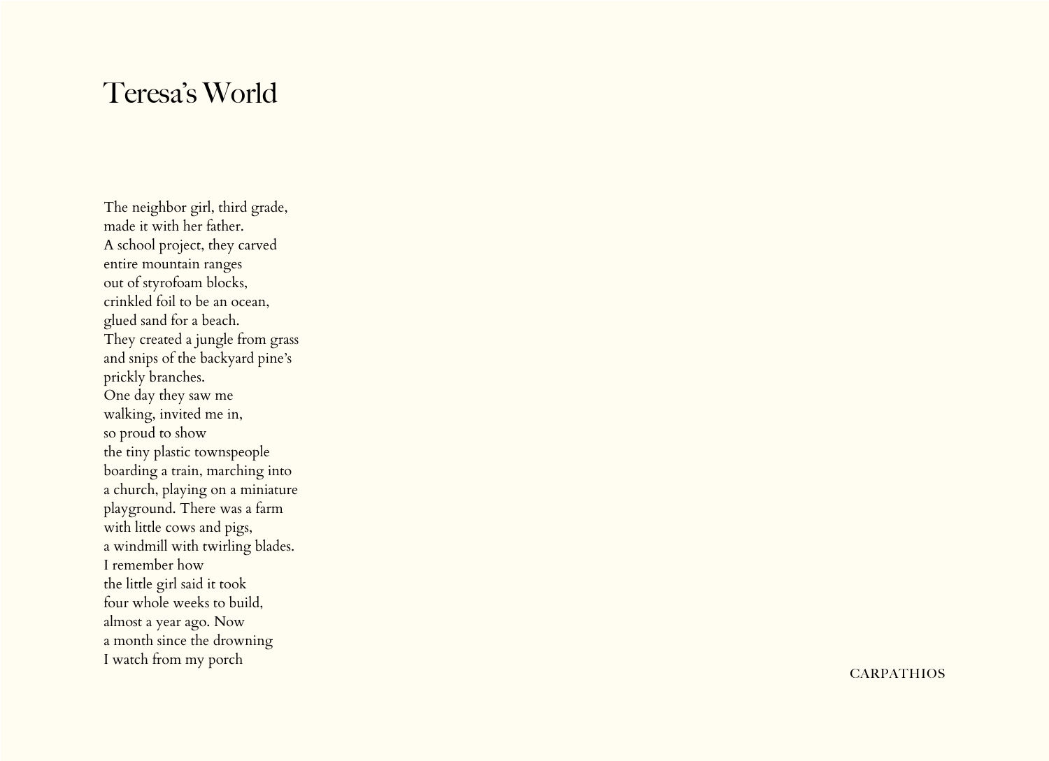# Teresa's World

The neighbor girl, third grade,
made it with her father.
A school project, they carved
entire mountain ranges
out of styrofoam blocks,
crinkled foil to be an ocean,
glued sand for a beach.
They created a jungle from grass
and snips of the backyard pine's
prickly branches.
One day they saw me
walking, invited me in,
so proud to show
the tiny plastic townspeople
boarding a train, marching into
a church, playing on a miniature
playground. There was a farm
with little cows and pigs,
a windmill with twirling blades.
I remember how
the little girl said it took
four whole weeks to build,
almost a year ago. Now
a month since the drowning
I watch from my porch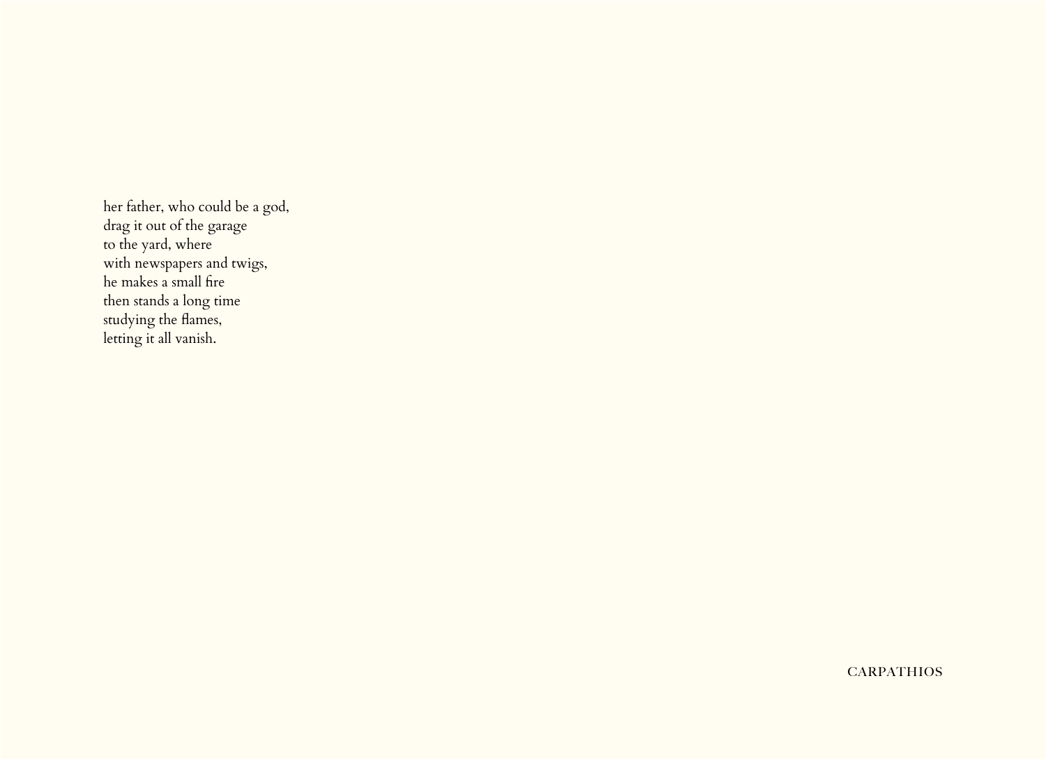her father, who could be a god,
drag it out of the garage
to the yard, where
with newspapers and twigs,
he makes a small fire
then stands a long time
studying the flames,
letting it all vanish.